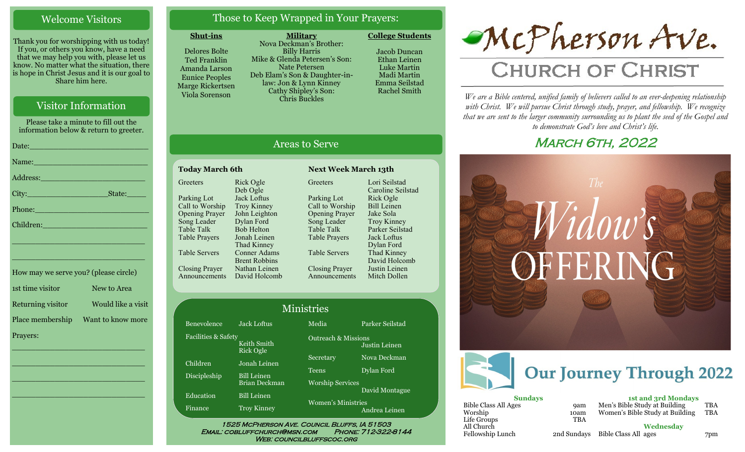## Welcome Visitors

Thank you for worshipping with us today! If you, or others you know, have a need that we may help you with, please let us know. No matter what the situation, there is hope in Christ Jesus and it is our goal to Share him here.

## Visitor Information

Please take a minute to fill out the information below & return to greeter.

Date:\_\_\_\_\_\_\_\_\_\_\_\_\_\_\_\_\_\_\_\_\_\_\_\_\_

Name:\_\_\_\_\_\_\_\_\_\_\_\_\_\_\_\_\_\_\_\_\_\_\_\_\_

Address:\_\_\_\_\_\_\_\_\_\_\_\_\_\_\_\_\_\_\_\_\_\_\_

City:\_\_\_\_\_\_\_\_\_\_\_\_\_\_\_\_\_\_State:\_\_\_\_\_

Phone:\_\_\_\_\_\_\_\_\_\_\_\_\_\_\_\_\_\_\_\_\_\_\_\_\_

Children:\_\_\_\_\_\_\_\_\_\_\_\_\_\_\_\_\_\_\_\_\_\_\_

\_\_\_\_\_\_\_\_\_\_\_\_\_\_\_\_\_\_\_\_\_\_\_\_\_\_\_\_\_\_

\_\_\_\_\_\_\_\_\_\_\_\_\_\_\_\_\_\_\_\_\_\_\_\_\_\_\_\_\_\_

How may we serve you? (please circle)

| | |
|---|---|
| 1st time visitor | New to Area |
| Returning visitor | Would like a visit |
| Place membership | Want to know more |

Prayers:

\_\_\_\_\_\_\_\_\_\_\_\_\_\_\_\_\_\_\_\_\_\_\_\_\_\_\_\_\_\_

\_\_\_\_\_\_\_\_\_\_\_\_\_\_\_\_\_\_\_\_\_\_\_\_\_\_\_\_\_\_

\_\_\_\_\_\_\_\_\_\_\_\_\_\_\_\_\_\_\_\_\_\_\_\_\_\_\_\_\_\_

\_\_\_\_\_\_\_\_\_\_\_\_\_\_\_\_\_\_\_\_\_\_\_\_\_\_\_\_\_\_

## Those to Keep Wrapped in Your Prayers:

**Shut-ins**

Delores Bolte
Ted Franklin
Amanda Larson
Eunice Peoples
Marge Rickertsen
Viola Sorenson

**Military**

Nova Deckman's Brother: Billy Harris
Mike & Glenda Petersen's Son: Nate Petersen
Deb Elam's Son & Daughter-in-law: Jon & Lynn Kinney
Cathy Shipley's Son: Chris Buckles

**College Students**

Jacob Duncan
Ethan Leinen
Luke Martin
Madi Martin
Emma Seilstad
Rachel Smith

## Areas to Serve

**Today March 6th**

| | |
|---|---|
| Greeters | Rick Ogle, Deb Ogle |
| Parking Lot | Jack Loftus |
| Call to Worship | Troy Kinney |
| Opening Prayer | John Leighton |
| Song Leader | Dylan Ford |
| Table Talk | Bob Helton |
| Table Prayers | Jonah Leinen, Thad Kinney |
| Table Servers | Conner Adams, Brent Robbins |
| Closing Prayer | Nathan Leinen |
| Announcements | David Holcomb |

**Next Week March 13th**

| | |
|---|---|
| Greeters | Lori Seilstad, Caroline Seilstad |
| Parking Lot | Rick Ogle |
| Call to Worship | Bill Leinen |
| Opening Prayer | Jake Sola |
| Song Leader | Troy Kinney |
| Table Talk | Parker Seilstad |
| Table Prayers | Jack Loftus, Dylan Ford |
| Table Servers | Thad Kinney, David Holcomb |
| Closing Prayer | Justin Leinen |
| Announcements | Mitch Dollen |

## Ministries

| | |
|---|---|
| Benevolence | Jack Loftus |
| Facilities & Safety | Keith Smith, Rick Ogle |
| Children | Jonah Leinen |
| Discipleship | Bill Leinen, Brian Deckman |
| Education | Bill Leinen |
| Finance | Troy Kinney |
| Media | Parker Seilstad |
| Outreach & Missions | Justin Leinen |
| Secretary | Nova Deckman |
| Teens | Dylan Ford |
| Worship Services | David Montague |
| Women's Ministries | Andrea Leinen |

1525 McPherson Ave. Council Bluffs, IA 51503
Email: cobluffchurch@msn.com Phone: 712-322-8144
Web: councilbluffscoc.org

# McPherson Ave.
# Church of Christ

*We are a Bible centered, unified family of believers called to an ever-deepening relationship with Christ. We will pursue Christ through study, prayer, and fellowship. We recognize that we are sent to the larger community surrounding us to plant the seed of the Gospel and to demonstrate God's love and Christ's life.*

## March 6th, 2022

The Widow's Offering

## Our Journey Through 2022

**Sundays**

| | |
|---|---|
| Bible Class All Ages | 9am |
| Worship | 10am |
| Life Groups | TBA |
| All Church Fellowship Lunch | 2nd Sundays |

**1st and 3rd Mondays**

| | |
|---|---|
| Men's Bible Study at Building | TBA |
| Women's Bible Study at Building | TBA |

**Wednesday**

| | |
|---|---|
| Bible Class All ages | 7pm |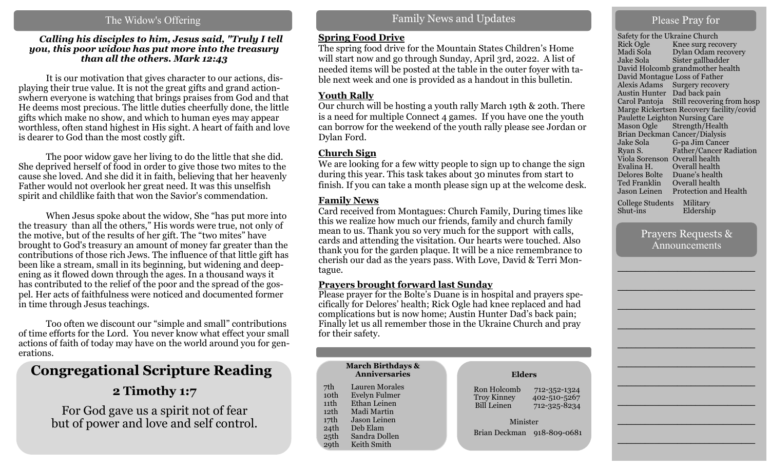## The Widow's Offering

***Calling his disciples to him, Jesus said, "Truly I tell you, this poor widow has put more into the treasury than all the others. Mark 12:43***

It is our motivation that gives character to our actions, displaying their true value. It is not the great gifts and grand actionswhern everyone is watching that brings praises from God and that He deems most precious. The little duties cheerfully done, the little gifts which make no show, and which to human eyes may appear worthless, often stand highest in His sight. A heart of faith and love is dearer to God than the most costly gift.

The poor widow gave her living to do the little that she did. She deprived herself of food in order to give those two mites to the cause she loved. And she did it in faith, believing that her heavenly Father would not overlook her great need. It was this unselfish spirit and childlike faith that won the Savior's commendation.

When Jesus spoke about the widow, She "has put more into the treasury than all the others," His words were true, not only of the motive, but of the results of her gift. The "two mites" have brought to God's treasury an amount of money far greater than the contributions of those rich Jews. The influence of that little gift has been like a stream, small in its beginning, but widening and deepening as it flowed down through the ages. In a thousand ways it has contributed to the relief of the poor and the spread of the gospel. Her acts of faithfulness were noticed and documented former in time through Jesus teachings.

Too often we discount our "simple and small" contributions of time efforts for the Lord. You never know what effect your small actions of faith of today may have on the world around you for generations.

# Congregational Scripture Reading

## 2 Timothy 1:7

For God gave us a spirit not of fear
but of power and love and self control.

## Family News and Updates

**Spring Food Drive**

The spring food drive for the Mountain States Children's Home will start now and go through Sunday, April 3rd, 2022. A list of needed items will be posted at the table in the outer foyer with table next week and one is provided as a handout in this bulletin.

**Youth Rally**

Our church will be hosting a youth rally March 19th & 20th. There is a need for multiple Connect 4 games. If you have one the youth can borrow for the weekend of the youth rally please see Jordan or Dylan Ford.

**Church Sign**

We are looking for a few witty people to sign up to change the sign during this year. This task takes about 30 minutes from start to finish. If you can take a month please sign up at the welcome desk.

**Family News**

Card received from Montagues: Church Family, During times like this we realize how much our friends, family and church family mean to us. Thank you so very much for the support with calls, cards and attending the visitation. Our hearts were touched. Also thank you for the garden plaque. It will be a nice remembrance to cherish our dad as the years pass. With Love, David & Terri Montague.

**Prayers brought forward last Sunday**

Please prayer for the Bolte's Duane is in hospital and prayers specifically for Delores' health; Rick Ogle had knee replaced and had complications but is now home; Austin Hunter Dad's back pain; Finally let us all remember those in the Ukraine Church and pray for their safety.

**March Birthdays & Anniversaries**

| | |
|---|---|
| 7th | Lauren Morales |
| 10th | Evelyn Fulmer |
| 11th | Ethan Leinen |
| 12th | Madi Martin |
| 17th | Jason Leinen |
| 24th | Deb Elam |
| 25th | Sandra Dollen |
| 29th | Keith Smith |

**Elders**

| | |
|---|---|
| Ron Holcomb | 712-352-1324 |
| Troy Kinney | 402-510-5267 |
| Bill Leinen | 712-325-8234 |

Minister

Brian Deckman 918-809-0681

## Please Pray for

Safety for the Ukraine Church

| | |
|---|---|
| Rick Ogle | Knee surg recovery |
| Madi Sola | Dylan Odam recovery |
| Jake Sola | Sister gallbadder |
| David Holcomb | grandmother health |
| David Montague | Loss of Father |
| Alexis Adams | Surgery recovery |
| Austin Hunter | Dad back pain |
| Carol Pantoja | Still recovering from hosp |
| Marge Rickertsen | Recovery facility/covid |
| Paulette Leighton | Nursing Care |
| Mason Ogle | Strength/Health |
| Brian Deckman | Cancer/Dialysis |
| Jake Sola | G-pa Jim Cancer |
| Ryan S. | Father/Cancer Radiation |
| Viola Sorenson | Overall health |
| Evalina H. | Overall health |
| Delores Bolte | Duane's health |
| Ted Franklin | Overall health |
| Jason Leinen | Protection and Health |

| | |
|---|---|
| College Students | Military |
| Shut-ins | Eldership |

## Prayers Requests & Announcements

__________________________

__________________________

__________________________

__________________________

__________________________

__________________________

__________________________

__________________________

__________________________

__________________________